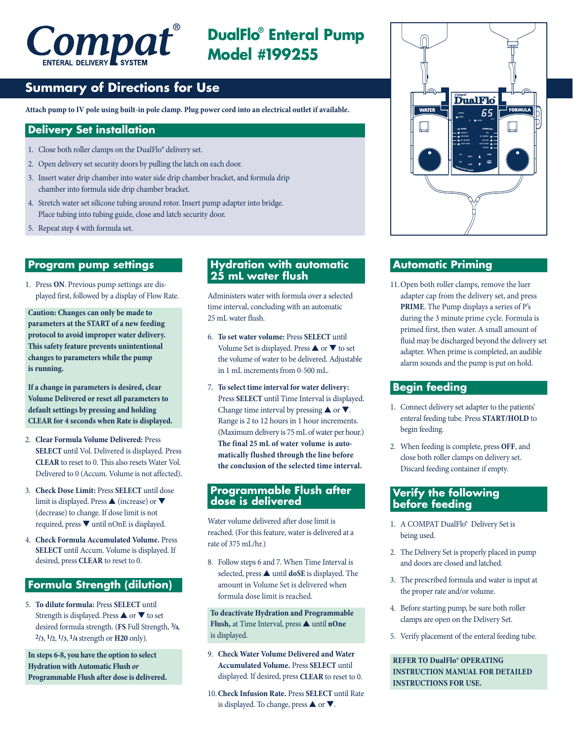# Compat® ENTERAL DELIVERY SYSTEM

# DualFlo® Enteral Pump Model #199255

## Summary of Directions for Use

**Attach pump to IV pole using built-in pole clamp. Plug power cord into an electrical outlet if available.**

### Delivery Set installation

1. Close both roller clamps on the DualFlo® delivery set.
2. Open delivery set security doors by pulling the latch on each door.
3. Insert water drip chamber into water side drip chamber bracket, and formula drip chamber into formula side drip chamber bracket.
4. Stretch water set silicone tubing around rotor. Insert pump adapter into bridge. Place tubing into tubing guide, close and latch security door.
5. Repeat step 4 with formula set.

### Program pump settings

1. Press **ON**. Previous pump settings are displayed first, followed by a display of Flow Rate.

**Caution: Changes can only be made to parameters at the START of a new feeding protocol to avoid improper water delivery. This safety feature prevents unintentional changes to parameters while the pump is running.**

**If a change in parameters is desired, clear Volume Delivered or reset all parameters to default settings by pressing and holding CLEAR for 4 seconds when Rate is displayed.**

2. **Clear Formula Volume Delivered:** Press **SELECT** until Vol. Delivered is displayed. Press **CLEAR** to reset to 0. This also resets Water Vol. Delivered to 0 (Accum. Volume is not affected).
3. **Check Dose Limit:** Press **SELECT** until dose limit is displayed. Press ▲ (increase) or ▼ (decrease) to change. If dose limit is not required, press ▼ until nOnE is displayed.
4. **Check Formula Accumulated Volume.** Press **SELECT** until Accum. Volume is displayed. If desired, press **CLEAR** to reset to 0.

### Formula Strength (dilution)

5. **To dilute formula:** Press **SELECT** until Strength is displayed. Press ▲ or ▼ to set desired formula strength. (**FS** Full Strength, **3/4**, **2/3**, **1/2**, **1/3**, **1/4** strength or **H20** only).

**In steps 6-8, you have the option to select Hydration with Automatic Flush *or* Programmable Flush after dose is delivered.**

### Hydration with automatic 25 mL water flush

Administers water with formula over a selected time interval, concluding with an automatic 25 mL water flush.

6. **To set water volume:** Press **SELECT** until Volume Set is displayed. Press ▲ or ▼ to set the volume of water to be delivered. Adjustable in 1 mL increments from 0-500 mL.
7. **To select time interval for water delivery:** Press **SELECT** until Time Interval is displayed. Change time interval by pressing ▲ or ▼. Range is 2 to 12 hours in 1 hour increments. (Maximum delivery is 75 mL of water per hour.) **The final 25 mL of water volume is automatically flushed through the line before the conclusion of the selected time interval.**

### Programmable Flush after dose is delivered

Water volume delivered after dose limit is reached. (For this feature, water is delivered at a rate of 375 mL/hr.)

8. Follow steps 6 and 7. When Time Interval is selected, press ▲ until **doSE** is displayed. The amount in Volume Set is delivered when formula dose limit is reached.

**To deactivate Hydration and Programmable Flush,** at Time Interval, press ▲ until **nOne** is displayed.

9. **Check Water Volume Delivered and Water Accumulated Volume.** Press **SELECT** until displayed. If desired, press **CLEAR** to reset to 0.
10. **Check Infusion Rate.** Press **SELECT** until Rate is displayed. To change, press ▲ or ▼.

### Automatic Priming

11. Open both roller clamps, remove the luer adapter cap from the delivery set, and press **PRIME**. The Pump displays a series of P's during the 3 minute prime cycle. Formula is primed first, then water. A small amount of fluid may be discharged beyond the delivery set adapter. When prime is completed, an audible alarm sounds and the pump is put on hold.

### Begin feeding

1. Connect delivery set adapter to the patients' enteral feeding tube. Press **START/HOLD** to begin feeding.
2. When feeding is complete, press **OFF**, and close both roller clamps on delivery set. Discard feeding container if empty.

### Verify the following before feeding

1. A COMPAT DualFlo® Delivery Set is being used.
2. The Delivery Set is properly placed in pump and doors are closed and latched.
3. The prescribed formula and water is input at the proper rate and/or volume.
4. Before starting pump, be sure both roller clamps are open on the Delivery Set.
5. Verify placement of the enteral feeding tube.

**REFER TO DualFlo® OPERATING INSTRUCTION MANUAL FOR DETAILED INSTRUCTIONS FOR USE.**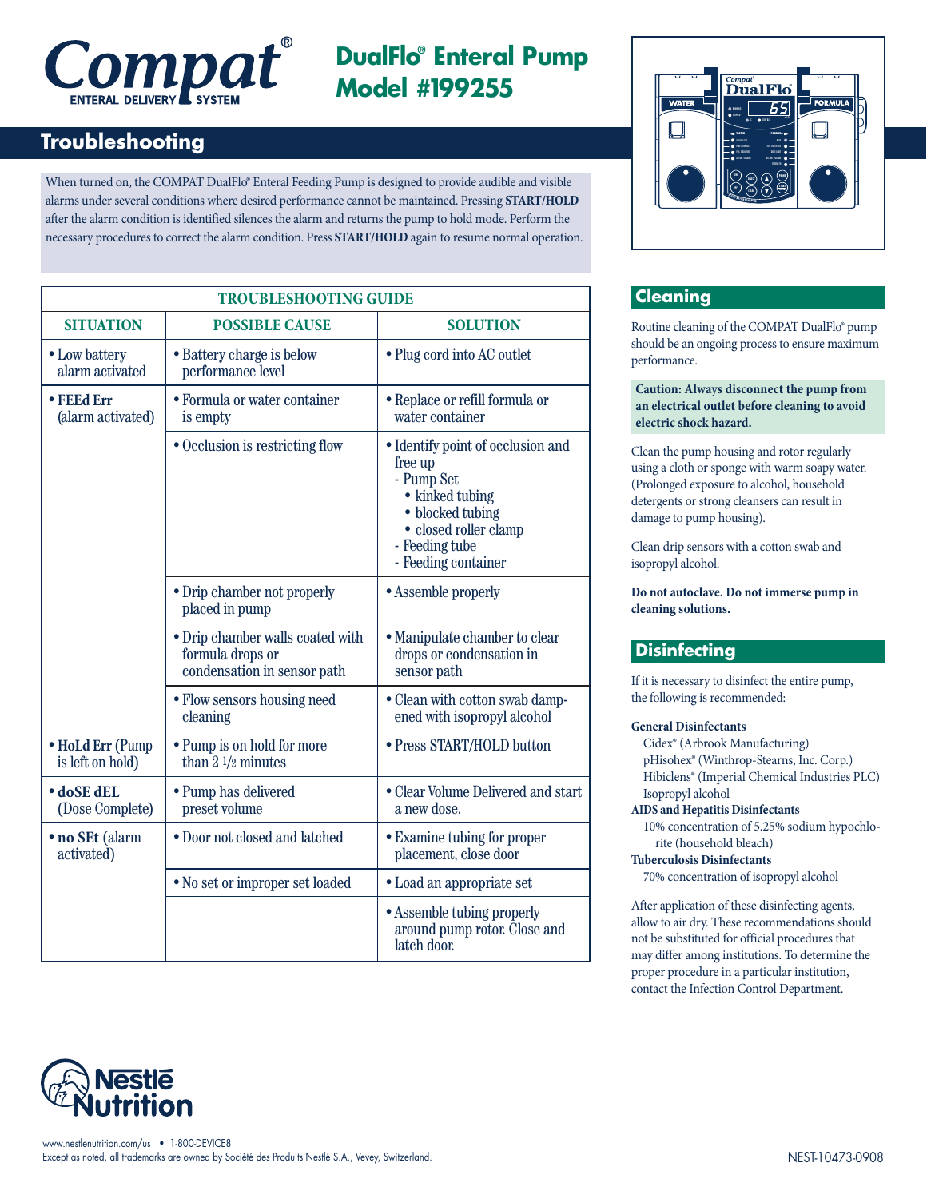# Compat® ENTERAL DELIVERY SYSTEM

# DualFlo® Enteral Pump Model #199255

## Troubleshooting

When turned on, the COMPAT DualFlo® Enteral Feeding Pump is designed to provide audible and visible alarms under several conditions where desired performance cannot be maintained. Pressing **START/HOLD** after the alarm condition is identified silences the alarm and returns the pump to hold mode. Perform the necessary procedures to correct the alarm condition. Press **START/HOLD** again to resume normal operation.

| TROUBLESHOOTING GUIDE | | |
|---|---|---|
| **SITUATION** | **POSSIBLE CAUSE** | **SOLUTION** |
| • Low battery alarm activated | • Battery charge is below performance level | • Plug cord into AC outlet |
| • **FEEd Err** (alarm activated) | • Formula or water container is empty | • Replace or refill formula or water container |
| | • Occlusion is restricting flow | • Identify point of occlusion and free up<br>- Pump Set<br>• kinked tubing<br>• blocked tubing<br>• closed roller clamp<br>- Feeding tube<br>- Feeding container |
| | • Drip chamber not properly placed in pump | • Assemble properly |
| | • Drip chamber walls coated with formula drops or condensation in sensor path | • Manipulate chamber to clear drops or condensation in sensor path |
| | • Flow sensors housing need cleaning | • Clean with cotton swab dampened with isopropyl alcohol |
| • **HoLd Err** (Pump is left on hold) | • Pump is on hold for more than 2 1/2 minutes | • Press START/HOLD button |
| • **doSE dEL** (Dose Complete) | • Pump has delivered preset volume | • Clear Volume Delivered and start a new dose. |
| • **no SEt** (alarm activated) | • Door not closed and latched | • Examine tubing for proper placement, close door |
| | • No set or improper set loaded | • Load an appropriate set |
| | | • Assemble tubing properly around pump rotor. Close and latch door. |

## Cleaning

Routine cleaning of the COMPAT DualFlo® pump should be an ongoing process to ensure maximum performance.

**Caution: Always disconnect the pump from an electrical outlet before cleaning to avoid electric shock hazard.**

Clean the pump housing and rotor regularly using a cloth or sponge with warm soapy water. (Prolonged exposure to alcohol, household detergents or strong cleansers can result in damage to pump housing).

Clean drip sensors with a cotton swab and isopropyl alcohol.

**Do not autoclave. Do not immerse pump in cleaning solutions.**

## Disinfecting

If it is necessary to disinfect the entire pump, the following is recommended:

**General Disinfectants**

Cidex® (Arbrook Manufacturing)
pHisohex® (Winthrop-Stearns, Inc. Corp.)
Hibiclens® (Imperial Chemical Industries PLC)
Isopropyl alcohol

**AIDS and Hepatitis Disinfectants**

10% concentration of 5.25% sodium hypochlorite (household bleach)

**Tuberculosis Disinfectants**

70% concentration of isopropyl alcohol

After application of these disinfecting agents, allow to air dry. These recommendations should not be substituted for official procedures that may differ among institutions. To determine the proper procedure in a particular institution, contact the Infection Control Department.

Nestlé Nutrition

www.nestlenutrition.com/us • 1-800-DEVICE8
Except as noted, all trademarks are owned by Société des Produits Nestlé S.A., Vevey, Switzerland.

NEST-10473-0908